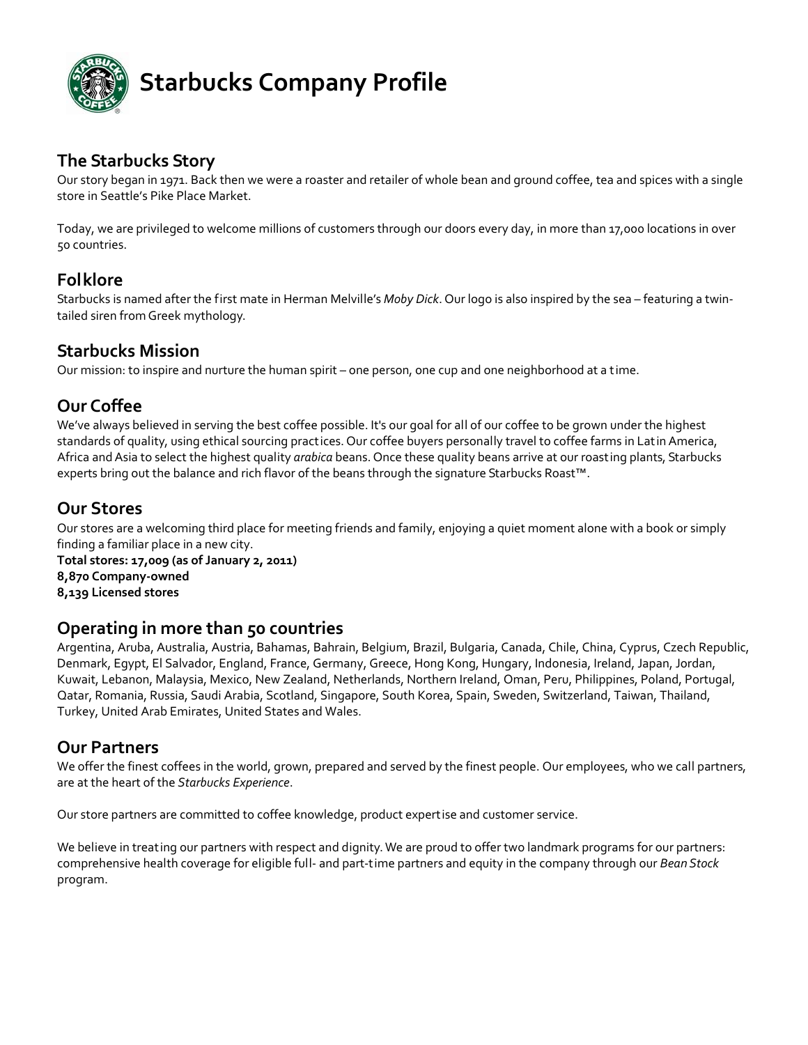# Starbucks Company Profile

## The Starbucks Story

Our story began in 1971. Back then we were a roaster and retailer of whole bean and ground coffee, tea and spices with a single store in Seattle's Pike Place Market.

Today, we are privileged to welcome millions of customers through our doors every day, in more than 17,000 locations in over 50 countries.

## Folklore

Starbucks is named after the first mate in Herman Melville's *Moby Dick*. Our logo is also inspired by the sea – featuring a twin-tailed siren from Greek mythology.

## Starbucks Mission

Our mission: to inspire and nurture the human spirit – one person, one cup and one neighborhood at a time.

## Our Coffee

We've always believed in serving the best coffee possible. It's our goal for all of our coffee to be grown under the highest standards of quality, using ethical sourcing practices. Our coffee buyers personally travel to coffee farms in Latin America, Africa and Asia to select the highest quality *arabica* beans. Once these quality beans arrive at our roasting plants, Starbucks experts bring out the balance and rich flavor of the beans through the signature Starbucks Roast™.

## Our Stores

Our stores are a welcoming third place for meeting friends and family, enjoying a quiet moment alone with a book or simply finding a familiar place in a new city.

**Total stores: 17,009 (as of January 2, 2011)**
**8,870 Company-owned**
**8,139 Licensed stores**

## Operating in more than 50 countries

Argentina, Aruba, Australia, Austria, Bahamas, Bahrain, Belgium, Brazil, Bulgaria, Canada, Chile, China, Cyprus, Czech Republic, Denmark, Egypt, El Salvador, England, France, Germany, Greece, Hong Kong, Hungary, Indonesia, Ireland, Japan, Jordan, Kuwait, Lebanon, Malaysia, Mexico, New Zealand, Netherlands, Northern Ireland, Oman, Peru, Philippines, Poland, Portugal, Qatar, Romania, Russia, Saudi Arabia, Scotland, Singapore, South Korea, Spain, Sweden, Switzerland, Taiwan, Thailand, Turkey, United Arab Emirates, United States and Wales.

## Our Partners

We offer the finest coffees in the world, grown, prepared and served by the finest people. Our employees, who we call partners, are at the heart of the *Starbucks Experience*.

Our store partners are committed to coffee knowledge, product expertise and customer service.

We believe in treating our partners with respect and dignity. We are proud to offer two landmark programs for our partners: comprehensive health coverage for eligible full- and part-time partners and equity in the company through our *Bean Stock* program.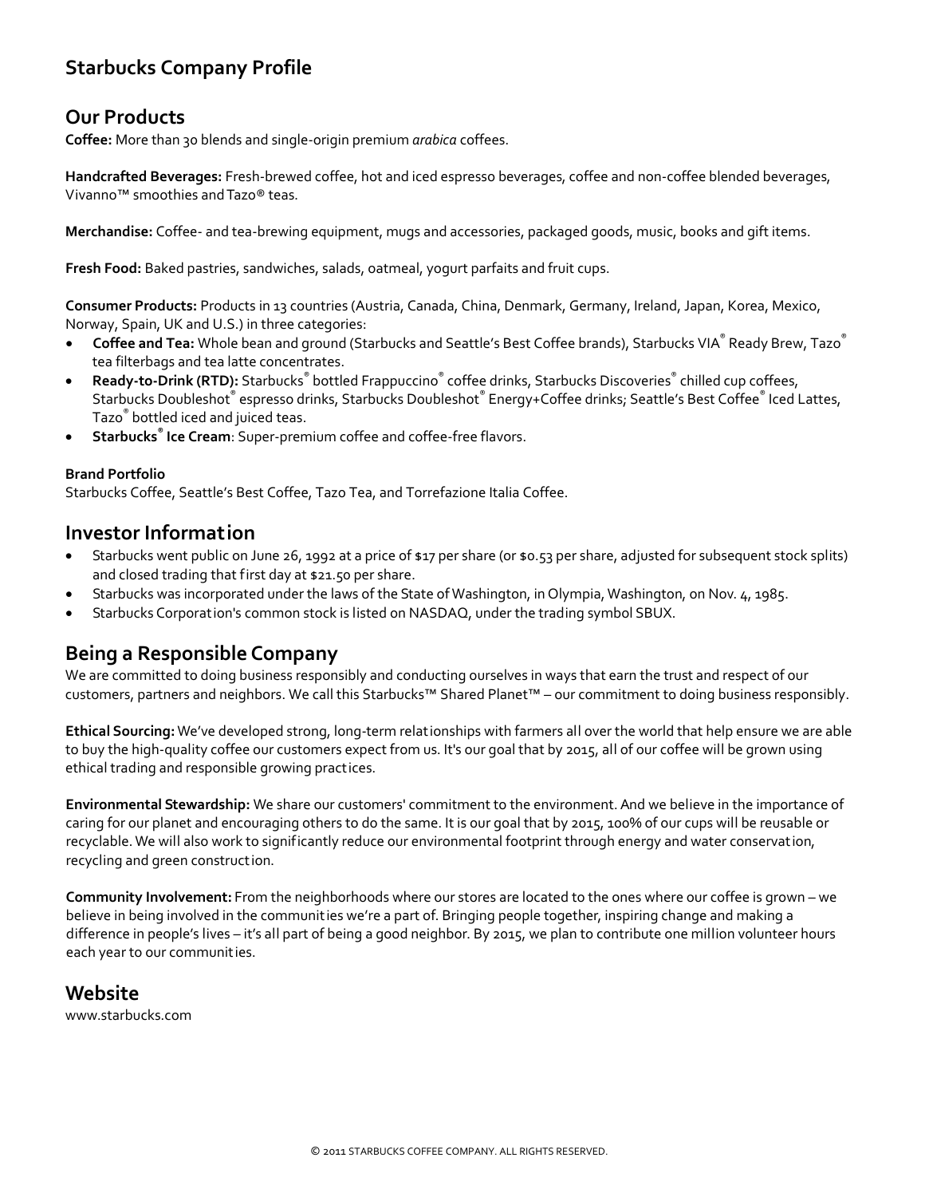# Starbucks Company Profile

## Our Products

**Coffee:** More than 30 blends and single-origin premium *arabica* coffees.

**Handcrafted Beverages:** Fresh-brewed coffee, hot and iced espresso beverages, coffee and non-coffee blended beverages, Vivanno™ smoothies and Tazo® teas.

**Merchandise:** Coffee- and tea-brewing equipment, mugs and accessories, packaged goods, music, books and gift items.

**Fresh Food:** Baked pastries, sandwiches, salads, oatmeal, yogurt parfaits and fruit cups.

**Consumer Products:** Products in 13 countries (Austria, Canada, China, Denmark, Germany, Ireland, Japan, Korea, Mexico, Norway, Spain, UK and U.S.) in three categories:

- **Coffee and Tea:** Whole bean and ground (Starbucks and Seattle's Best Coffee brands), Starbucks VIA® Ready Brew, Tazo® tea filterbags and tea latte concentrates.
- **Ready-to-Drink (RTD):** Starbucks® bottled Frappuccino® coffee drinks, Starbucks Discoveries® chilled cup coffees, Starbucks Doubleshot® espresso drinks, Starbucks Doubleshot® Energy+Coffee drinks; Seattle's Best Coffee® Iced Lattes, Tazo® bottled iced and juiced teas.
- **Starbucks® Ice Cream**: Super-premium coffee and coffee-free flavors.

**Brand Portfolio**

Starbucks Coffee, Seattle's Best Coffee, Tazo Tea, and Torrefazione Italia Coffee.

## Investor Information

- Starbucks went public on June 26, 1992 at a price of $17 per share (or $0.53 per share, adjusted for subsequent stock splits) and closed trading that first day at $21.50 per share.
- Starbucks was incorporated under the laws of the State of Washington, in Olympia, Washington, on Nov. 4, 1985.
- Starbucks Corporation's common stock is listed on NASDAQ, under the trading symbol SBUX.

## Being a Responsible Company

We are committed to doing business responsibly and conducting ourselves in ways that earn the trust and respect of our customers, partners and neighbors. We call this Starbucks™ Shared Planet™ – our commitment to doing business responsibly.

**Ethical Sourcing:** We've developed strong, long-term relationships with farmers all over the world that help ensure we are able to buy the high-quality coffee our customers expect from us. It's our goal that by 2015, all of our coffee will be grown using ethical trading and responsible growing practices.

**Environmental Stewardship:** We share our customers' commitment to the environment. And we believe in the importance of caring for our planet and encouraging others to do the same. It is our goal that by 2015, 100% of our cups will be reusable or recyclable. We will also work to significantly reduce our environmental footprint through energy and water conservation, recycling and green construction.

**Community Involvement:** From the neighborhoods where our stores are located to the ones where our coffee is grown – we believe in being involved in the communities we're a part of. Bringing people together, inspiring change and making a difference in people's lives – it's all part of being a good neighbor. By 2015, we plan to contribute one million volunteer hours each year to our communities.

## Website

www.starbucks.com

© 2011 STARBUCKS COFFEE COMPANY. ALL RIGHTS RESERVED.